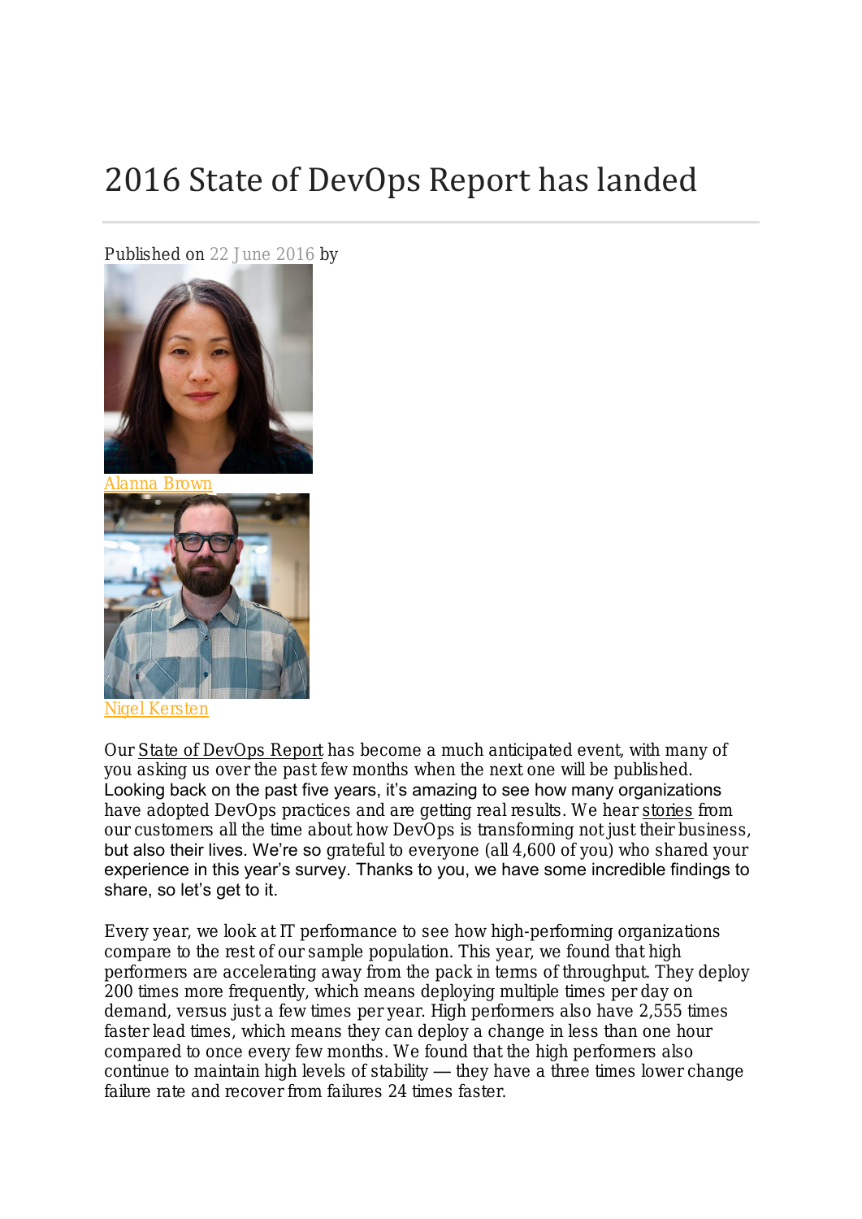# 2016 State of DevOps Report has landed

Published on 22 June 2016 by

Alanna Brown

Nigel Kersten

Our State of DevOps Report has become a much anticipated event, with many of you asking us over the past few months when the next one will be published. Looking back on the past five years, it's amazing to see how many organizations have adopted DevOps practices and are getting real results. We hear stories from our customers all the time about how DevOps is transforming not just their business, but also their lives. We're so grateful to everyone (all 4,600 of you) who shared your experience in this year's survey. Thanks to you, we have some incredible findings to share, so let's get to it.

Every year, we look at IT performance to see how high-performing organizations compare to the rest of our sample population. This year, we found that high performers are accelerating away from the pack in terms of throughput. They deploy 200 times more frequently, which means deploying multiple times per day on demand, versus just a few times per year. High performers also have 2,555 times faster lead times, which means they can deploy a change in less than one hour compared to once every few months. We found that the high performers also continue to maintain high levels of stability — they have a three times lower change failure rate and recover from failures 24 times faster.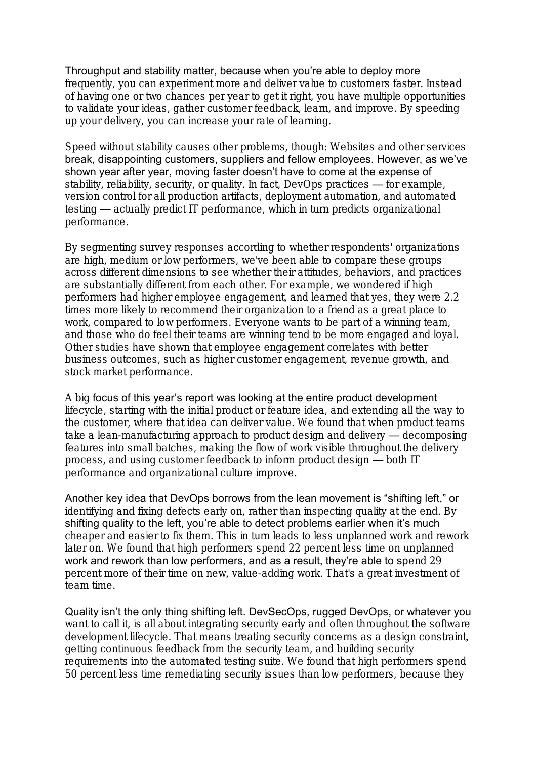Throughput and stability matter, because when you're able to deploy more frequently, you can experiment more and deliver value to customers faster. Instead of having one or two chances per year to get it right, you have multiple opportunities to validate your ideas, gather customer feedback, learn, and improve. By speeding up your delivery, you can increase your rate of learning.

Speed without stability causes other problems, though: Websites and other services break, disappointing customers, suppliers and fellow employees. However, as we've shown year after year, moving faster doesn't have to come at the expense of stability, reliability, security, or quality. In fact, DevOps practices — for example, version control for all production artifacts, deployment automation, and automated testing — actually predict IT performance, which in turn predicts organizational performance.

By segmenting survey responses according to whether respondents' organizations are high, medium or low performers, we've been able to compare these groups across different dimensions to see whether their attitudes, behaviors, and practices are substantially different from each other. For example, we wondered if high performers had higher employee engagement, and learned that yes, they were 2.2 times more likely to recommend their organization to a friend as a great place to work, compared to low performers. Everyone wants to be part of a winning team, and those who do feel their teams are winning tend to be more engaged and loyal. Other studies have shown that employee engagement correlates with better business outcomes, such as higher customer engagement, revenue growth, and stock market performance.

A big focus of this year's report was looking at the entire product development lifecycle, starting with the initial product or feature idea, and extending all the way to the customer, where that idea can deliver value. We found that when product teams take a lean-manufacturing approach to product design and delivery — decomposing features into small batches, making the flow of work visible throughout the delivery process, and using customer feedback to inform product design — both IT performance and organizational culture improve.

Another key idea that DevOps borrows from the lean movement is "shifting left," or identifying and fixing defects early on, rather than inspecting quality at the end. By shifting quality to the left, you're able to detect problems earlier when it's much cheaper and easier to fix them. This in turn leads to less unplanned work and rework later on. We found that high performers spend 22 percent less time on unplanned work and rework than low performers, and as a result, they're able to spend 29 percent more of their time on new, value-adding work. That's a great investment of team time.

Quality isn't the only thing shifting left. DevSecOps, rugged DevOps, or whatever you want to call it, is all about integrating security early and often throughout the software development lifecycle. That means treating security concerns as a design constraint, getting continuous feedback from the security team, and building security requirements into the automated testing suite. We found that high performers spend 50 percent less time remediating security issues than low performers, because they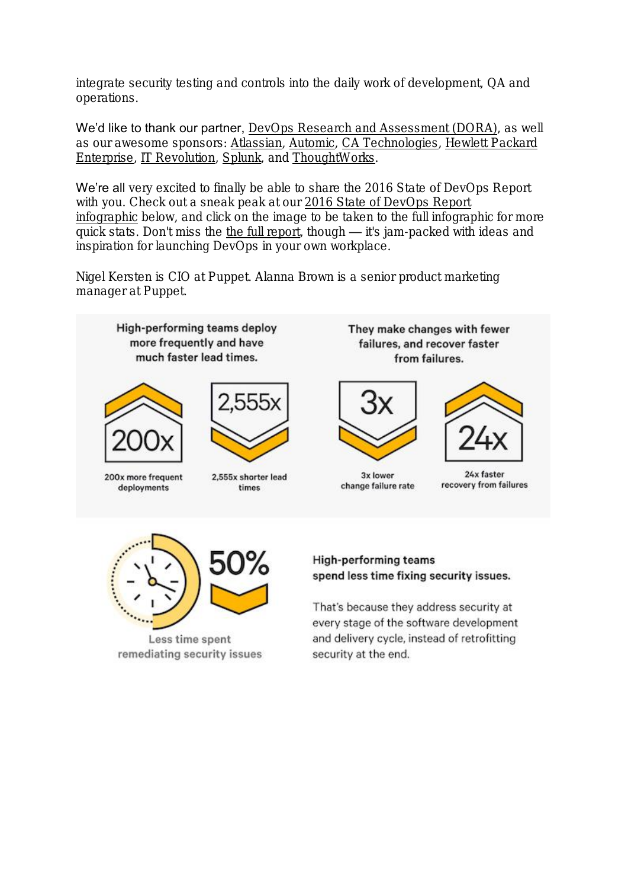integrate security testing and controls into the daily work of development, QA and operations.

We'd like to thank our partner, DevOps Research and Assessment (DORA), as well as our awesome sponsors: Atlassian, Automic, CA Technologies, Hewlett Packard Enterprise, IT Revolution, Splunk, and ThoughtWorks.

We're all very excited to finally be able to share the 2016 State of DevOps Report with you. Check out a sneak peak at our 2016 State of DevOps Report infographic below, and click on the image to be taken to the full infographic for more quick stats. Don't miss the the full report, though — it's jam-packed with ideas and inspiration for launching DevOps in your own workplace.

Nigel Kersten is CIO at Puppet. Alanna Brown is a senior product marketing manager at Puppet.

**High-performing teams deploy more frequently and have much faster lead times.**

200x

200x more frequent deployments

2,555x

2,555x shorter lead times

**They make changes with fewer failures, and recover faster from failures.**

3x

3x lower change failure rate

24x

24x faster recovery from failures

50%

Less time spent remediating security issues

**High-performing teams spend less time fixing security issues.**

That's because they address security at every stage of the software development and delivery cycle, instead of retrofitting security at the end.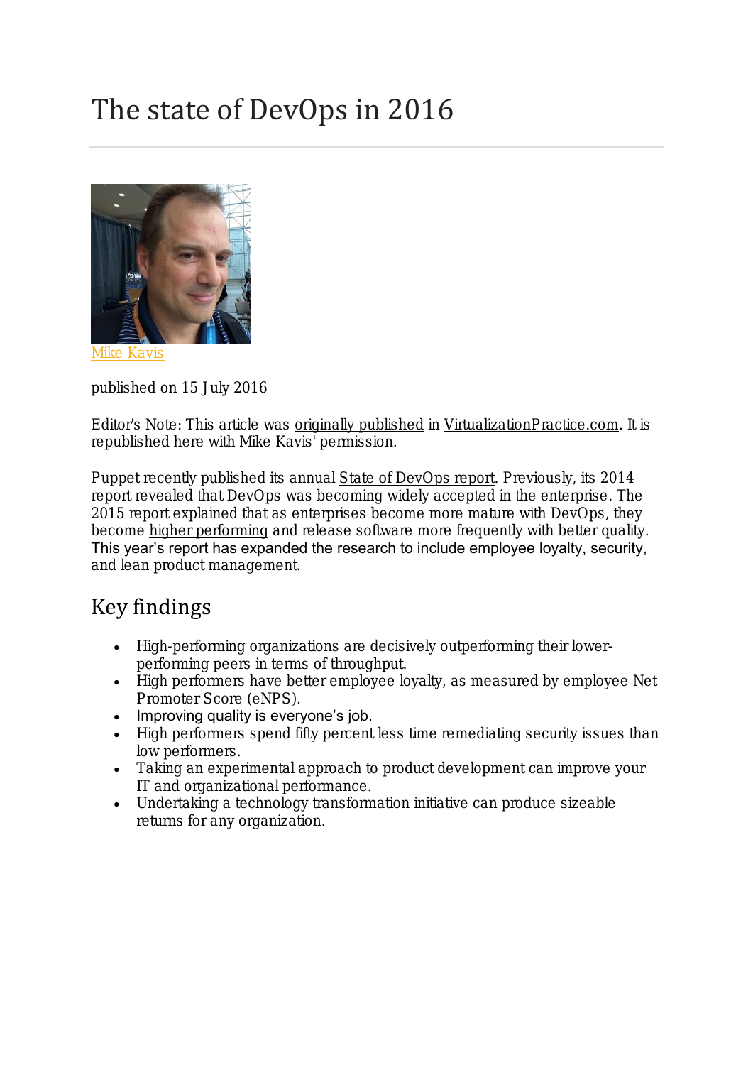# The state of DevOps in 2016

Mike Kavis

published on 15 July 2016

Editor's Note: This article was originally published in VirtualizationPractice.com. It is republished here with Mike Kavis' permission.

Puppet recently published its annual State of DevOps report. Previously, its 2014 report revealed that DevOps was becoming widely accepted in the enterprise. The 2015 report explained that as enterprises become more mature with DevOps, they become higher performing and release software more frequently with better quality. This year's report has expanded the research to include employee loyalty, security, and lean product management.

## Key findings

- High-performing organizations are decisively outperforming their lower-performing peers in terms of throughput.
- High performers have better employee loyalty, as measured by employee Net Promoter Score (eNPS).
- Improving quality is everyone's job.
- High performers spend fifty percent less time remediating security issues than low performers.
- Taking an experimental approach to product development can improve your IT and organizational performance.
- Undertaking a technology transformation initiative can produce sizeable returns for any organization.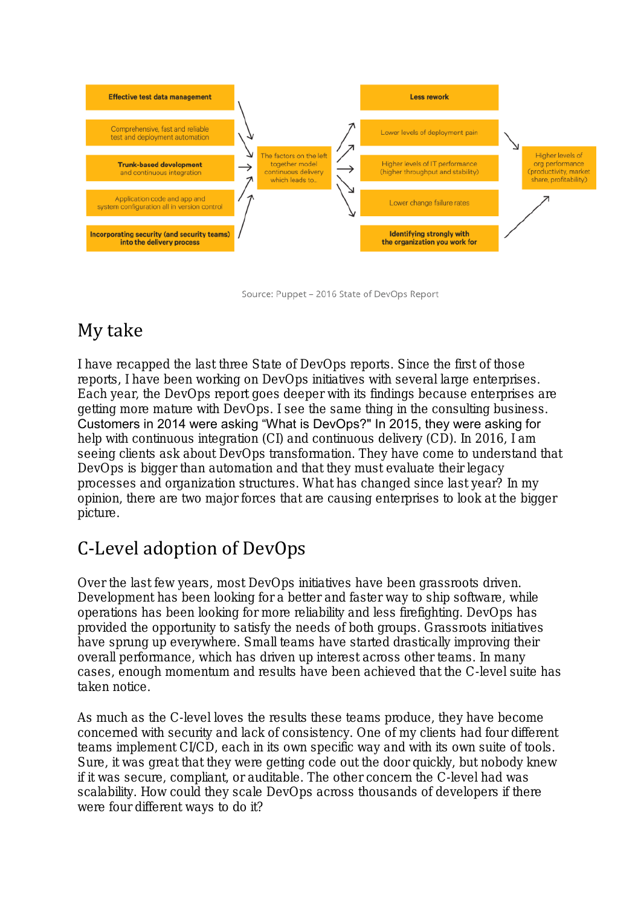Effective test data management

Comprehensive, fast and reliable test and deployment automation

**Trunk-based development** and continuous integration

Application code and app and system configuration all in version control

**Incorporating security (and security teams) into the delivery process**

The factors on the left together model continuous delivery which leads to...

**Less rework**

Lower levels of deployment pain

Higher levels of IT performance (higher throughput and stability)

Lower change failure rates

**Identifying strongly with the organization you work for**

Higher levels of org performance (productivity, market share, profitability)

Source: Puppet – 2016 State of DevOps Report

## My take

I have recapped the last three State of DevOps reports. Since the first of those reports, I have been working on DevOps initiatives with several large enterprises. Each year, the DevOps report goes deeper with its findings because enterprises are getting more mature with DevOps. I see the same thing in the consulting business. Customers in 2014 were asking "What is DevOps?" In 2015, they were asking for help with continuous integration (CI) and continuous delivery (CD). In 2016, I am seeing clients ask about DevOps transformation. They have come to understand that DevOps is bigger than automation and that they must evaluate their legacy processes and organization structures. What has changed since last year? In my opinion, there are two major forces that are causing enterprises to look at the bigger picture.

## C-Level adoption of DevOps

Over the last few years, most DevOps initiatives have been grassroots driven. Development has been looking for a better and faster way to ship software, while operations has been looking for more reliability and less firefighting. DevOps has provided the opportunity to satisfy the needs of both groups. Grassroots initiatives have sprung up everywhere. Small teams have started drastically improving their overall performance, which has driven up interest across other teams. In many cases, enough momentum and results have been achieved that the C-level suite has taken notice.

As much as the C-level loves the results these teams produce, they have become concerned with security and lack of consistency. One of my clients had four different teams implement CI/CD, each in its own specific way and with its own suite of tools. Sure, it was great that they were getting code out the door quickly, but nobody knew if it was secure, compliant, or auditable. The other concern the C-level had was scalability. How could they scale DevOps across thousands of developers if there were four different ways to do it?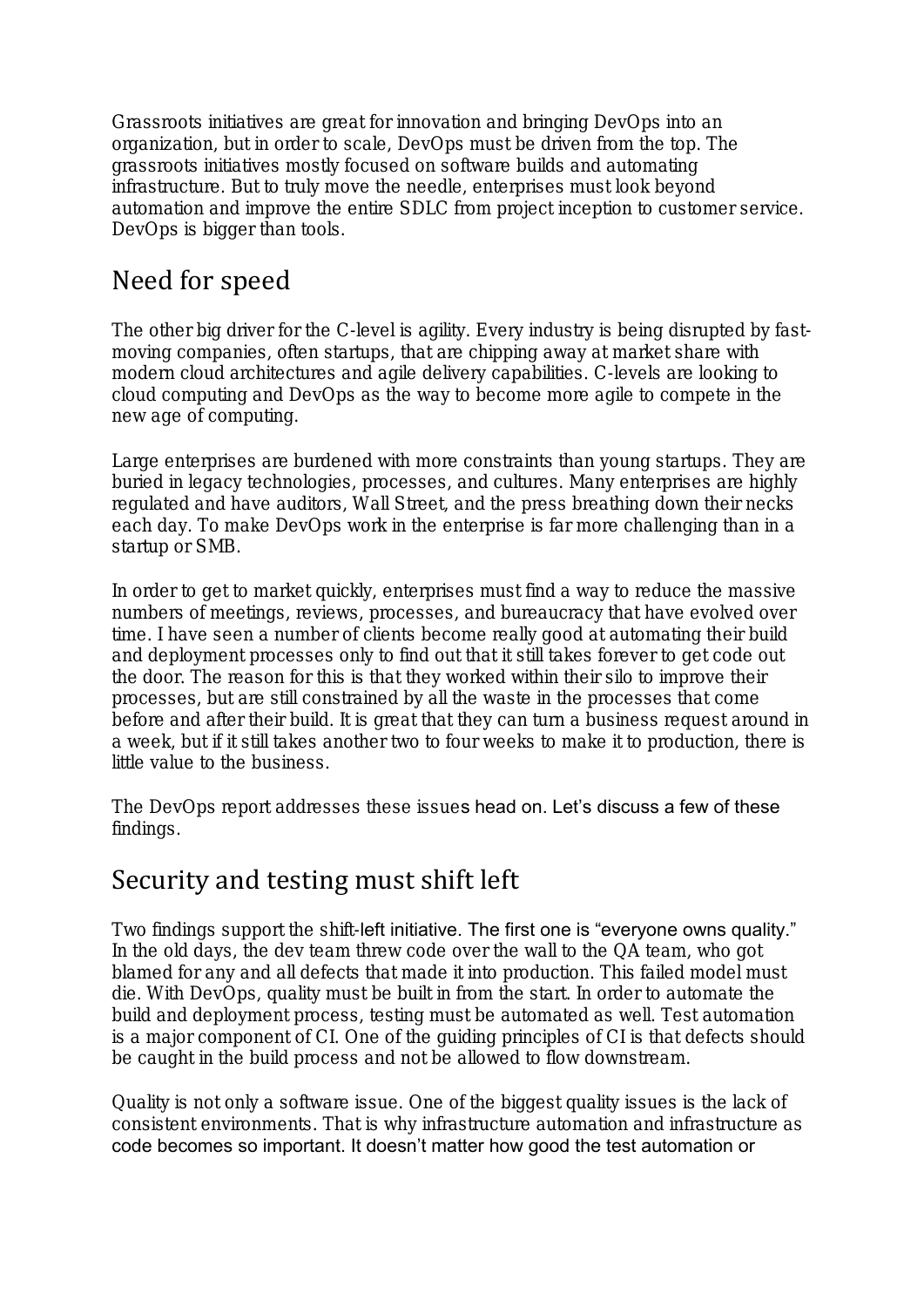Grassroots initiatives are great for innovation and bringing DevOps into an organization, but in order to scale, DevOps must be driven from the top. The grassroots initiatives mostly focused on software builds and automating infrastructure. But to truly move the needle, enterprises must look beyond automation and improve the entire SDLC from project inception to customer service. DevOps is bigger than tools.

## Need for speed

The other big driver for the C-level is agility. Every industry is being disrupted by fast-moving companies, often startups, that are chipping away at market share with modern cloud architectures and agile delivery capabilities. C-levels are looking to cloud computing and DevOps as the way to become more agile to compete in the new age of computing.

Large enterprises are burdened with more constraints than young startups. They are buried in legacy technologies, processes, and cultures. Many enterprises are highly regulated and have auditors, Wall Street, and the press breathing down their necks each day. To make DevOps work in the enterprise is far more challenging than in a startup or SMB.

In order to get to market quickly, enterprises must find a way to reduce the massive numbers of meetings, reviews, processes, and bureaucracy that have evolved over time. I have seen a number of clients become really good at automating their build and deployment processes only to find out that it still takes forever to get code out the door. The reason for this is that they worked within their silo to improve their processes, but are still constrained by all the waste in the processes that come before and after their build. It is great that they can turn a business request around in a week, but if it still takes another two to four weeks to make it to production, there is little value to the business.

The DevOps report addresses these issues head on. Let's discuss a few of these findings.

## Security and testing must shift left

Two findings support the shift-left initiative. The first one is "everyone owns quality." In the old days, the dev team threw code over the wall to the QA team, who got blamed for any and all defects that made it into production. This failed model must die. With DevOps, quality must be built in from the start. In order to automate the build and deployment process, testing must be automated as well. Test automation is a major component of CI. One of the guiding principles of CI is that defects should be caught in the build process and not be allowed to flow downstream.

Quality is not only a software issue. One of the biggest quality issues is the lack of consistent environments. That is why infrastructure automation and infrastructure as code becomes so important. It doesn't matter how good the test automation or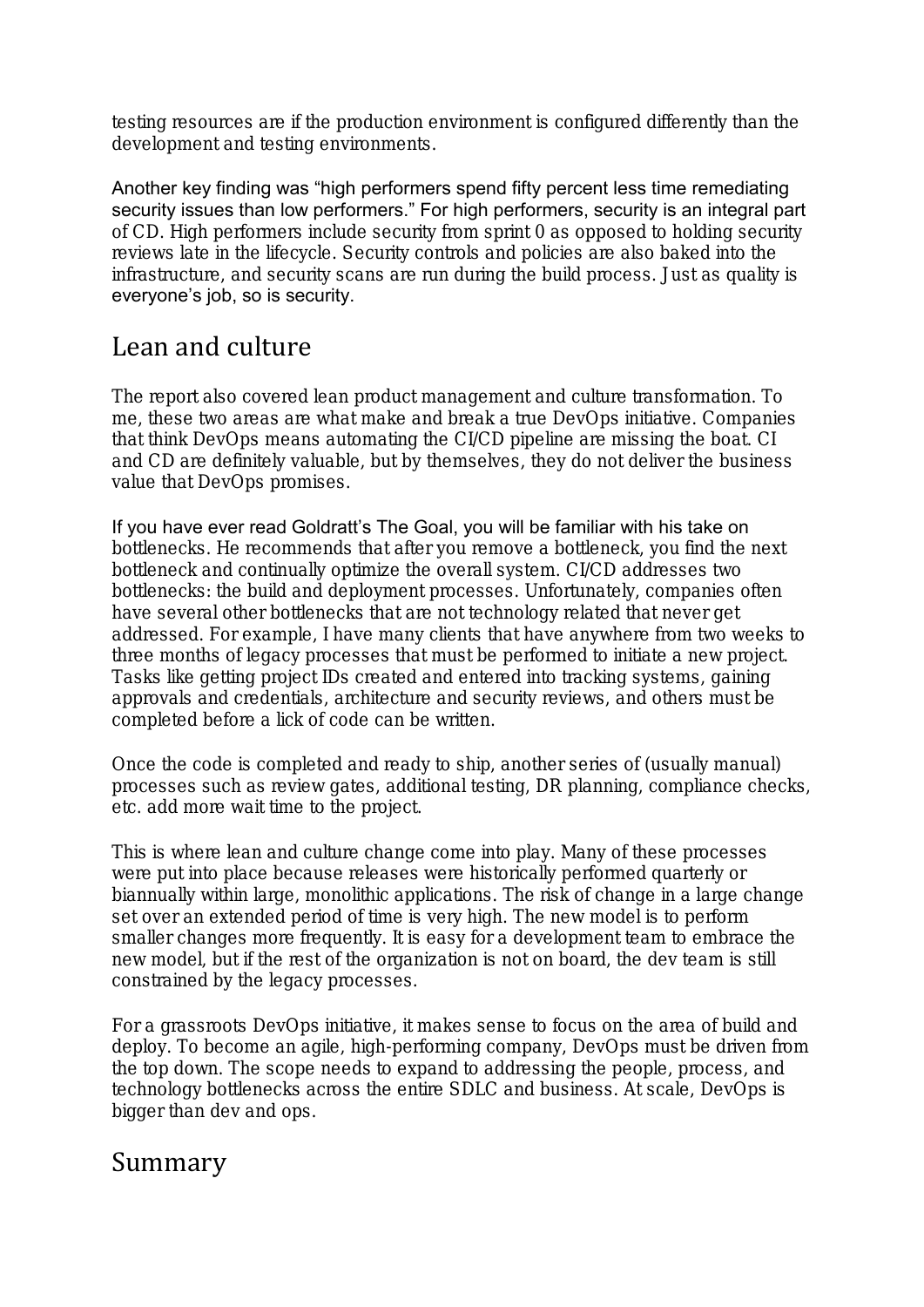testing resources are if the production environment is configured differently than the development and testing environments.

Another key finding was "high performers spend fifty percent less time remediating security issues than low performers." For high performers, security is an integral part of CD. High performers include security from sprint 0 as opposed to holding security reviews late in the lifecycle. Security controls and policies are also baked into the infrastructure, and security scans are run during the build process. Just as quality is everyone's job, so is security.

## Lean and culture

The report also covered lean product management and culture transformation. To me, these two areas are what make and break a true DevOps initiative. Companies that think DevOps means automating the CI/CD pipeline are missing the boat. CI and CD are definitely valuable, but by themselves, they do not deliver the business value that DevOps promises.

If you have ever read Goldratt's The Goal, you will be familiar with his take on bottlenecks. He recommends that after you remove a bottleneck, you find the next bottleneck and continually optimize the overall system. CI/CD addresses two bottlenecks: the build and deployment processes. Unfortunately, companies often have several other bottlenecks that are not technology related that never get addressed. For example, I have many clients that have anywhere from two weeks to three months of legacy processes that must be performed to initiate a new project. Tasks like getting project IDs created and entered into tracking systems, gaining approvals and credentials, architecture and security reviews, and others must be completed before a lick of code can be written.

Once the code is completed and ready to ship, another series of (usually manual) processes such as review gates, additional testing, DR planning, compliance checks, etc. add more wait time to the project.

This is where lean and culture change come into play. Many of these processes were put into place because releases were historically performed quarterly or biannually within large, monolithic applications. The risk of change in a large change set over an extended period of time is very high. The new model is to perform smaller changes more frequently. It is easy for a development team to embrace the new model, but if the rest of the organization is not on board, the dev team is still constrained by the legacy processes.

For a grassroots DevOps initiative, it makes sense to focus on the area of build and deploy. To become an agile, high-performing company, DevOps must be driven from the top down. The scope needs to expand to addressing the people, process, and technology bottlenecks across the entire SDLC and business. At scale, DevOps is bigger than dev and ops.

## Summary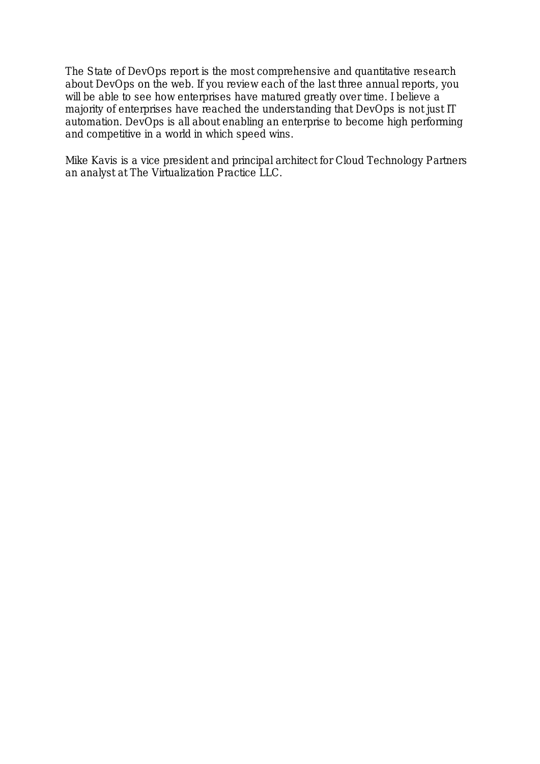The State of DevOps report is the most comprehensive and quantitative research about DevOps on the web. If you review each of the last three annual reports, you will be able to see how enterprises have matured greatly over time. I believe a majority of enterprises have reached the understanding that DevOps is not just IT automation. DevOps is all about enabling an enterprise to become high performing and competitive in a world in which speed wins.

Mike Kavis is a vice president and principal architect for Cloud Technology Partners an analyst at The Virtualization Practice LLC.